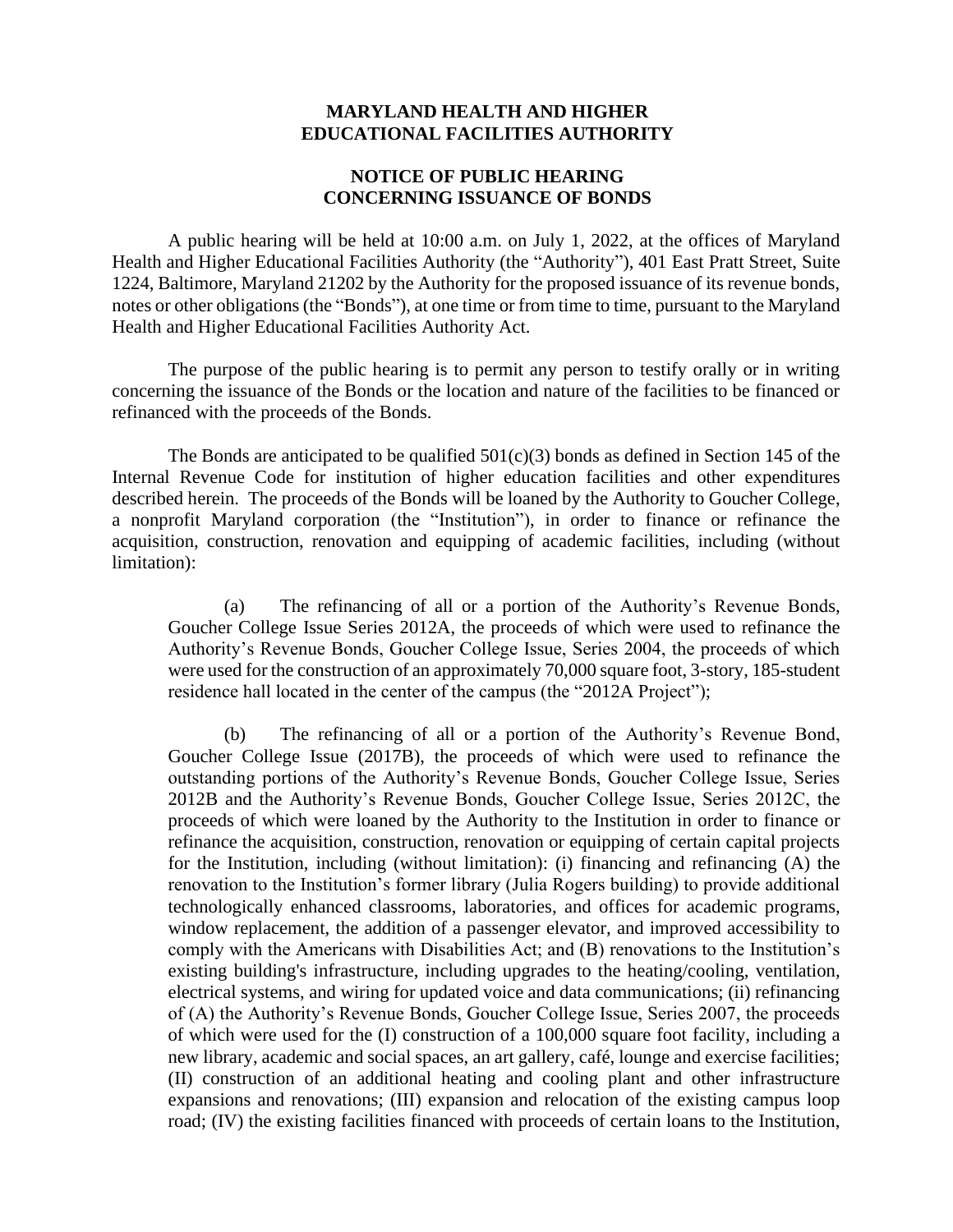# MARYLAND HEALTH AND HIGHER EDUCATIONAL FACILITIES AUTHORITY

## NOTICE OF PUBLIC HEARING CONCERNING ISSUANCE OF BONDS

A public hearing will be held at 10:00 a.m. on July 1, 2022, at the offices of Maryland Health and Higher Educational Facilities Authority (the "Authority"), 401 East Pratt Street, Suite 1224, Baltimore, Maryland 21202 by the Authority for the proposed issuance of its revenue bonds, notes or other obligations (the "Bonds"), at one time or from time to time, pursuant to the Maryland Health and Higher Educational Facilities Authority Act.

The purpose of the public hearing is to permit any person to testify orally or in writing concerning the issuance of the Bonds or the location and nature of the facilities to be financed or refinanced with the proceeds of the Bonds.

The Bonds are anticipated to be qualified 501(c)(3) bonds as defined in Section 145 of the Internal Revenue Code for institution of higher education facilities and other expenditures described herein. The proceeds of the Bonds will be loaned by the Authority to Goucher College, a nonprofit Maryland corporation (the "Institution"), in order to finance or refinance the acquisition, construction, renovation and equipping of academic facilities, including (without limitation):

(a) The refinancing of all or a portion of the Authority's Revenue Bonds, Goucher College Issue Series 2012A, the proceeds of which were used to refinance the Authority's Revenue Bonds, Goucher College Issue, Series 2004, the proceeds of which were used for the construction of an approximately 70,000 square foot, 3-story, 185-student residence hall located in the center of the campus (the "2012A Project");

(b) The refinancing of all or a portion of the Authority's Revenue Bond, Goucher College Issue (2017B), the proceeds of which were used to refinance the outstanding portions of the Authority's Revenue Bonds, Goucher College Issue, Series 2012B and the Authority's Revenue Bonds, Goucher College Issue, Series 2012C, the proceeds of which were loaned by the Authority to the Institution in order to finance or refinance the acquisition, construction, renovation or equipping of certain capital projects for the Institution, including (without limitation): (i) financing and refinancing (A) the renovation to the Institution's former library (Julia Rogers building) to provide additional technologically enhanced classrooms, laboratories, and offices for academic programs, window replacement, the addition of a passenger elevator, and improved accessibility to comply with the Americans with Disabilities Act; and (B) renovations to the Institution's existing building's infrastructure, including upgrades to the heating/cooling, ventilation, electrical systems, and wiring for updated voice and data communications; (ii) refinancing of (A) the Authority's Revenue Bonds, Goucher College Issue, Series 2007, the proceeds of which were used for the (I) construction of a 100,000 square foot facility, including a new library, academic and social spaces, an art gallery, café, lounge and exercise facilities; (II) construction of an additional heating and cooling plant and other infrastructure expansions and renovations; (III) expansion and relocation of the existing campus loop road; (IV) the existing facilities financed with proceeds of certain loans to the Institution,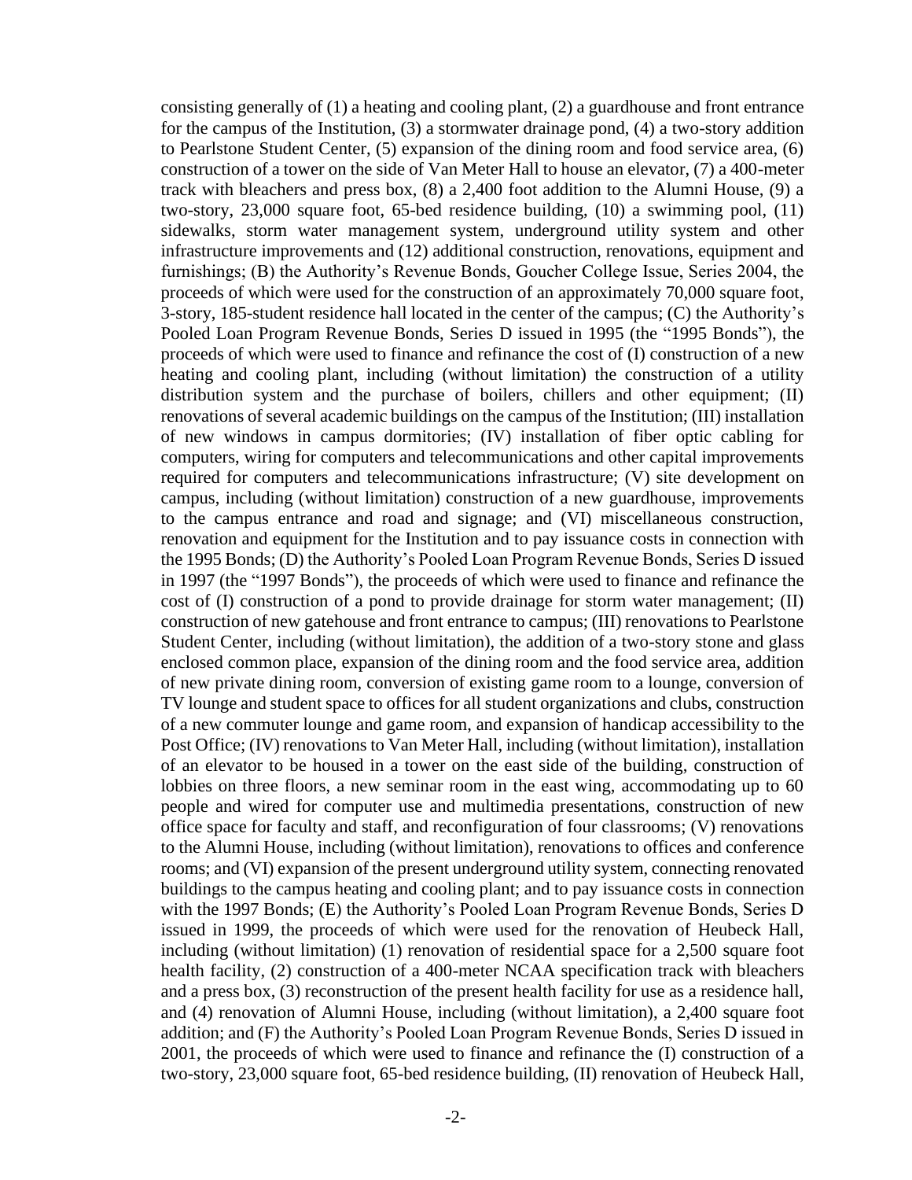consisting generally of (1) a heating and cooling plant, (2) a guardhouse and front entrance for the campus of the Institution, (3) a stormwater drainage pond, (4) a two-story addition to Pearlstone Student Center, (5) expansion of the dining room and food service area, (6) construction of a tower on the side of Van Meter Hall to house an elevator, (7) a 400-meter track with bleachers and press box, (8) a 2,400 foot addition to the Alumni House, (9) a two-story, 23,000 square foot, 65-bed residence building, (10) a swimming pool, (11) sidewalks, storm water management system, underground utility system and other infrastructure improvements and (12) additional construction, renovations, equipment and furnishings; (B) the Authority's Revenue Bonds, Goucher College Issue, Series 2004, the proceeds of which were used for the construction of an approximately 70,000 square foot, 3-story, 185-student residence hall located in the center of the campus; (C) the Authority's Pooled Loan Program Revenue Bonds, Series D issued in 1995 (the "1995 Bonds"), the proceeds of which were used to finance and refinance the cost of (I) construction of a new heating and cooling plant, including (without limitation) the construction of a utility distribution system and the purchase of boilers, chillers and other equipment; (II) renovations of several academic buildings on the campus of the Institution; (III) installation of new windows in campus dormitories; (IV) installation of fiber optic cabling for computers, wiring for computers and telecommunications and other capital improvements required for computers and telecommunications infrastructure; (V) site development on campus, including (without limitation) construction of a new guardhouse, improvements to the campus entrance and road and signage; and (VI) miscellaneous construction, renovation and equipment for the Institution and to pay issuance costs in connection with the 1995 Bonds; (D) the Authority's Pooled Loan Program Revenue Bonds, Series D issued in 1997 (the "1997 Bonds"), the proceeds of which were used to finance and refinance the cost of (I) construction of a pond to provide drainage for storm water management; (II) construction of new gatehouse and front entrance to campus; (III) renovations to Pearlstone Student Center, including (without limitation), the addition of a two-story stone and glass enclosed common place, expansion of the dining room and the food service area, addition of new private dining room, conversion of existing game room to a lounge, conversion of TV lounge and student space to offices for all student organizations and clubs, construction of a new commuter lounge and game room, and expansion of handicap accessibility to the Post Office; (IV) renovations to Van Meter Hall, including (without limitation), installation of an elevator to be housed in a tower on the east side of the building, construction of lobbies on three floors, a new seminar room in the east wing, accommodating up to 60 people and wired for computer use and multimedia presentations, construction of new office space for faculty and staff, and reconfiguration of four classrooms; (V) renovations to the Alumni House, including (without limitation), renovations to offices and conference rooms; and (VI) expansion of the present underground utility system, connecting renovated buildings to the campus heating and cooling plant; and to pay issuance costs in connection with the 1997 Bonds; (E) the Authority's Pooled Loan Program Revenue Bonds, Series D issued in 1999, the proceeds of which were used for the renovation of Heubeck Hall, including (without limitation) (1) renovation of residential space for a 2,500 square foot health facility, (2) construction of a 400-meter NCAA specification track with bleachers and a press box, (3) reconstruction of the present health facility for use as a residence hall, and (4) renovation of Alumni House, including (without limitation), a 2,400 square foot addition; and (F) the Authority's Pooled Loan Program Revenue Bonds, Series D issued in 2001, the proceeds of which were used to finance and refinance the (I) construction of a two-story, 23,000 square foot, 65-bed residence building, (II) renovation of Heubeck Hall,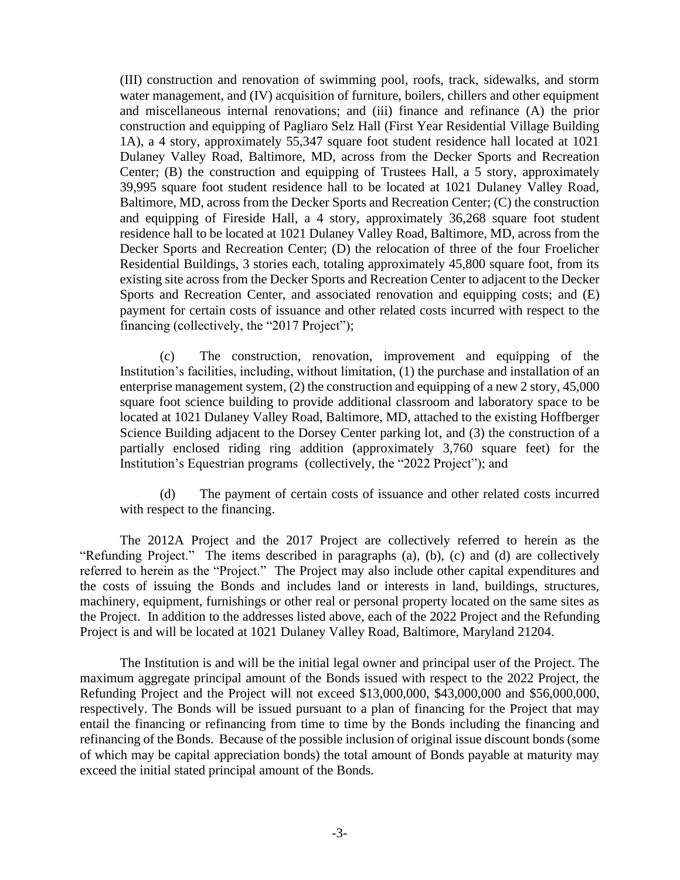(III) construction and renovation of swimming pool, roofs, track, sidewalks, and storm water management, and (IV) acquisition of furniture, boilers, chillers and other equipment and miscellaneous internal renovations; and (iii) finance and refinance (A) the prior construction and equipping of Pagliaro Selz Hall (First Year Residential Village Building 1A), a 4 story, approximately 55,347 square foot student residence hall located at 1021 Dulaney Valley Road, Baltimore, MD, across from the Decker Sports and Recreation Center; (B) the construction and equipping of Trustees Hall, a 5 story, approximately 39,995 square foot student residence hall to be located at 1021 Dulaney Valley Road, Baltimore, MD, across from the Decker Sports and Recreation Center; (C) the construction and equipping of Fireside Hall, a 4 story, approximately 36,268 square foot student residence hall to be located at 1021 Dulaney Valley Road, Baltimore, MD, across from the Decker Sports and Recreation Center; (D) the relocation of three of the four Froelicher Residential Buildings, 3 stories each, totaling approximately 45,800 square foot, from its existing site across from the Decker Sports and Recreation Center to adjacent to the Decker Sports and Recreation Center, and associated renovation and equipping costs; and (E) payment for certain costs of issuance and other related costs incurred with respect to the financing (collectively, the "2017 Project");

(c) The construction, renovation, improvement and equipping of the Institution's facilities, including, without limitation, (1) the purchase and installation of an enterprise management system, (2) the construction and equipping of a new 2 story, 45,000 square foot science building to provide additional classroom and laboratory space to be located at 1021 Dulaney Valley Road, Baltimore, MD, attached to the existing Hoffberger Science Building adjacent to the Dorsey Center parking lot, and (3) the construction of a partially enclosed riding ring addition (approximately 3,760 square feet) for the Institution's Equestrian programs (collectively, the "2022 Project"); and

(d) The payment of certain costs of issuance and other related costs incurred with respect to the financing.

The 2012A Project and the 2017 Project are collectively referred to herein as the "Refunding Project." The items described in paragraphs (a), (b), (c) and (d) are collectively referred to herein as the "Project." The Project may also include other capital expenditures and the costs of issuing the Bonds and includes land or interests in land, buildings, structures, machinery, equipment, furnishings or other real or personal property located on the same sites as the Project. In addition to the addresses listed above, each of the 2022 Project and the Refunding Project is and will be located at 1021 Dulaney Valley Road, Baltimore, Maryland 21204.

The Institution is and will be the initial legal owner and principal user of the Project. The maximum aggregate principal amount of the Bonds issued with respect to the 2022 Project, the Refunding Project and the Project will not exceed $13,000,000, $43,000,000 and $56,000,000, respectively. The Bonds will be issued pursuant to a plan of financing for the Project that may entail the financing or refinancing from time to time by the Bonds including the financing and refinancing of the Bonds. Because of the possible inclusion of original issue discount bonds (some of which may be capital appreciation bonds) the total amount of Bonds payable at maturity may exceed the initial stated principal amount of the Bonds.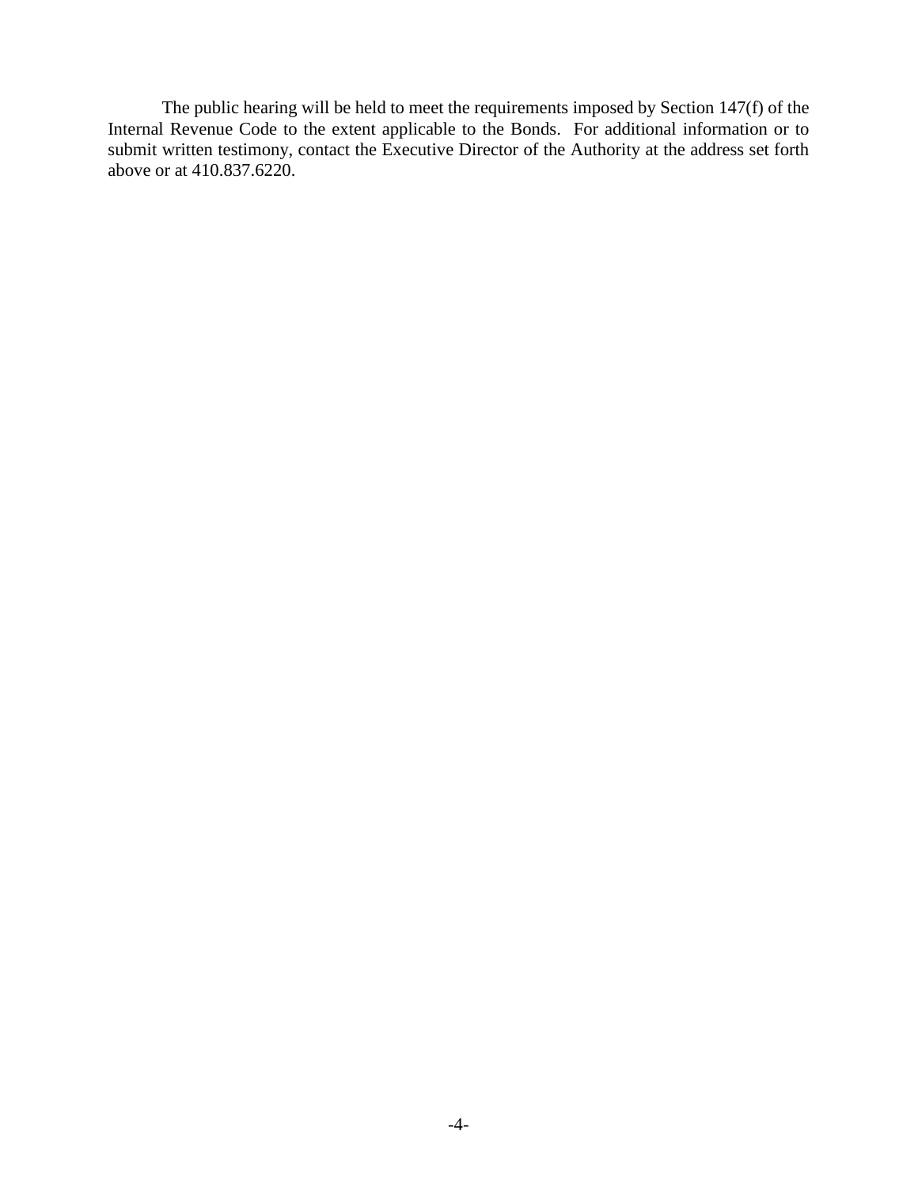The public hearing will be held to meet the requirements imposed by Section 147(f) of the Internal Revenue Code to the extent applicable to the Bonds. For additional information or to submit written testimony, contact the Executive Director of the Authority at the address set forth above or at 410.837.6220.